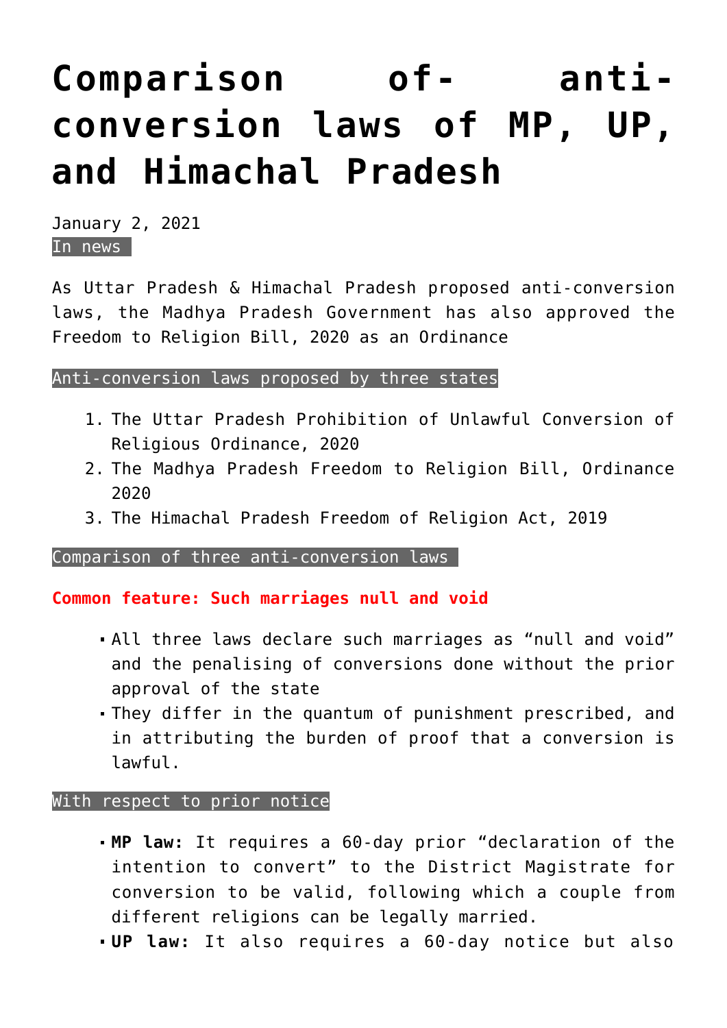# Comparison of- anti-conversion laws of MP, UP, and Himachal Pradesh

January 2, 2021

In news

As Uttar Pradesh & Himachal Pradesh proposed anti-conversion laws, the Madhya Pradesh Government has also approved the Freedom to Religion Bill, 2020 as an Ordinance

Anti-conversion laws proposed by three states

1. The Uttar Pradesh Prohibition of Unlawful Conversion of Religious Ordinance, 2020
2. The Madhya Pradesh Freedom to Religion Bill, Ordinance 2020
3. The Himachal Pradesh Freedom of Religion Act, 2019

Comparison of three anti-conversion laws

**Common feature: Such marriages null and void**

- All three laws declare such marriages as "null and void" and the penalising of conversions done without the prior approval of the state
- They differ in the quantum of punishment prescribed, and in attributing the burden of proof that a conversion is lawful.

With respect to prior notice

- **MP law:** It requires a 60-day prior "declaration of the intention to convert" to the District Magistrate for conversion to be valid, following which a couple from different religions can be legally married.
- **UP law:** It also requires a 60-day notice but also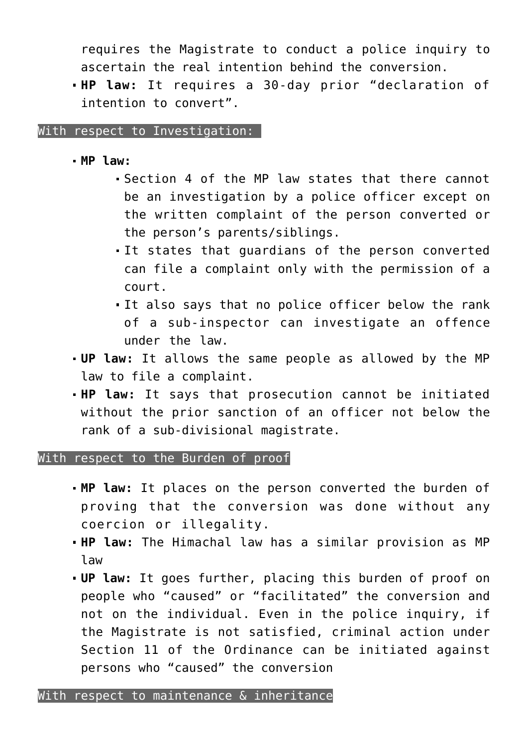requires the Magistrate to conduct a police inquiry to ascertain the real intention behind the conversion.
- **HP law:** It requires a 30-day prior "declaration of intention to convert".

### With respect to Investigation:

- **MP law:**
  - Section 4 of the MP law states that there cannot be an investigation by a police officer except on the written complaint of the person converted or the person's parents/siblings.
  - It states that guardians of the person converted can file a complaint only with the permission of a court.
  - It also says that no police officer below the rank of a sub-inspector can investigate an offence under the law.
- **UP law:** It allows the same people as allowed by the MP law to file a complaint.
- **HP law:** It says that prosecution cannot be initiated without the prior sanction of an officer not below the rank of a sub-divisional magistrate.

### With respect to the Burden of proof

- **MP law:** It places on the person converted the burden of proving that the conversion was done without any coercion or illegality.
- **HP law:** The Himachal law has a similar provision as MP law
- **UP law:** It goes further, placing this burden of proof on people who "caused" or "facilitated" the conversion and not on the individual. Even in the police inquiry, if the Magistrate is not satisfied, criminal action under Section 11 of the Ordinance can be initiated against persons who "caused" the conversion

### With respect to maintenance & inheritance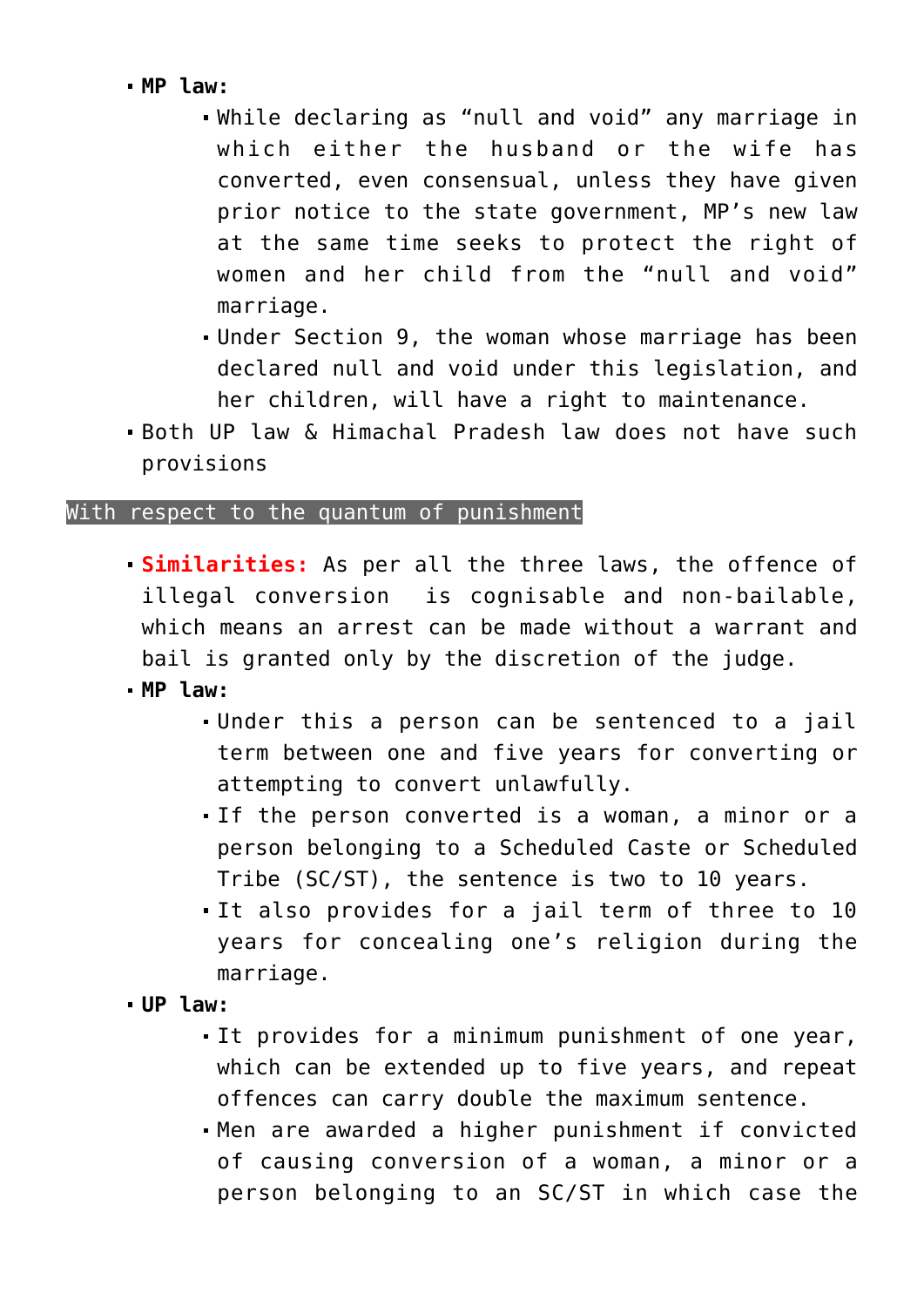- **MP law:**
  - While declaring as "null and void" any marriage in which either the husband or the wife has converted, even consensual, unless they have given prior notice to the state government, MP's new law at the same time seeks to protect the right of women and her child from the "null and void" marriage.
  - Under Section 9, the woman whose marriage has been declared null and void under this legislation, and her children, will have a right to maintenance.
- Both UP law & Himachal Pradesh law does not have such provisions

### With respect to the quantum of punishment

- **Similarities:** As per all the three laws, the offence of illegal conversion is cognisable and non-bailable, which means an arrest can be made without a warrant and bail is granted only by the discretion of the judge.
- **MP law:**
  - Under this a person can be sentenced to a jail term between one and five years for converting or attempting to convert unlawfully.
  - If the person converted is a woman, a minor or a person belonging to a Scheduled Caste or Scheduled Tribe (SC/ST), the sentence is two to 10 years.
  - It also provides for a jail term of three to 10 years for concealing one's religion during the marriage.
- **UP law:**
  - It provides for a minimum punishment of one year, which can be extended up to five years, and repeat offences can carry double the maximum sentence.
  - Men are awarded a higher punishment if convicted of causing conversion of a woman, a minor or a person belonging to an SC/ST in which case the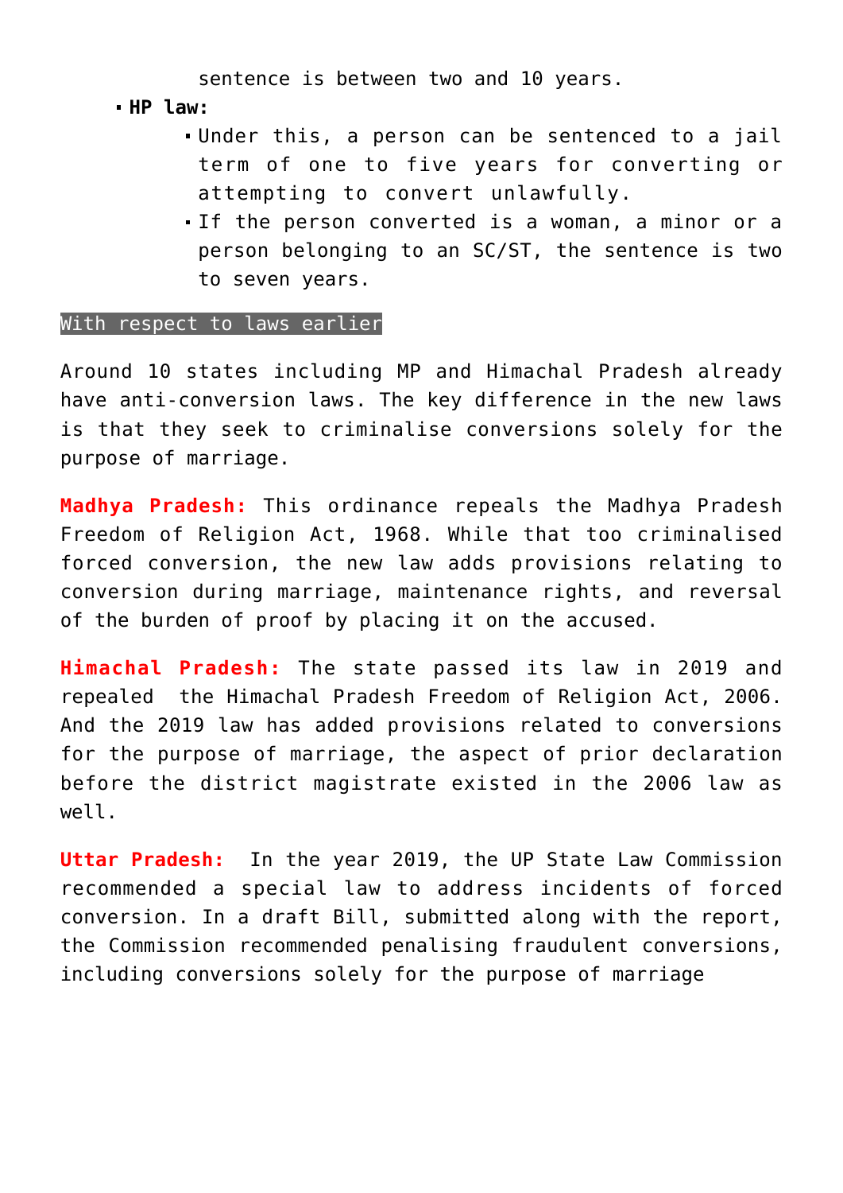sentence is between two and 10 years.

- **HP law:**
  - Under this, a person can be sentenced to a jail term of one to five years for converting or attempting to convert unlawfully.
  - If the person converted is a woman, a minor or a person belonging to an SC/ST, the sentence is two to seven years.

With respect to laws earlier

Around 10 states including MP and Himachal Pradesh already have anti-conversion laws. The key difference in the new laws is that they seek to criminalise conversions solely for the purpose of marriage.

**Madhya Pradesh:** This ordinance repeals the Madhya Pradesh Freedom of Religion Act, 1968. While that too criminalised forced conversion, the new law adds provisions relating to conversion during marriage, maintenance rights, and reversal of the burden of proof by placing it on the accused.

**Himachal Pradesh:** The state passed its law in 2019 and repealed the Himachal Pradesh Freedom of Religion Act, 2006. And the 2019 law has added provisions related to conversions for the purpose of marriage, the aspect of prior declaration before the district magistrate existed in the 2006 law as well.

**Uttar Pradesh:** In the year 2019, the UP State Law Commission recommended a special law to address incidents of forced conversion. In a draft Bill, submitted along with the report, the Commission recommended penalising fraudulent conversions, including conversions solely for the purpose of marriage